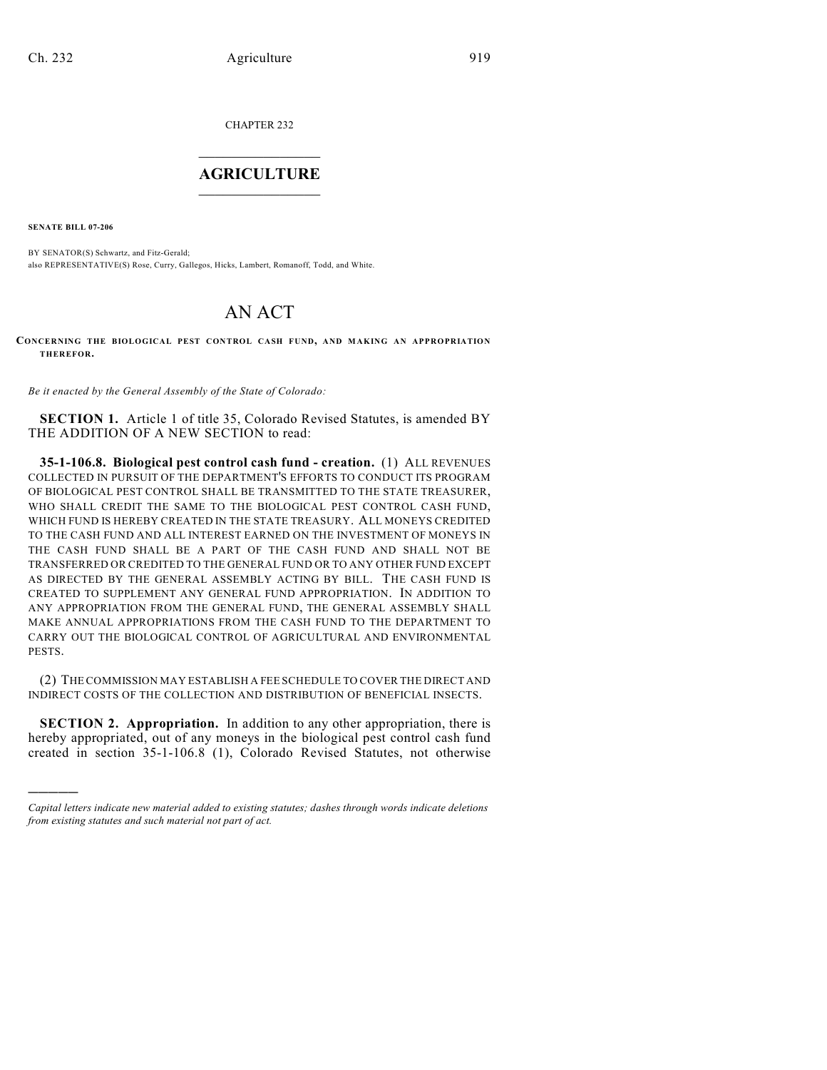CHAPTER 232

# AGRICULTURE

**SENATE BILL 07-206**

BY SENATOR(S) Schwartz, and Fitz-Gerald;
also REPRESENTATIVE(S) Rose, Curry, Gallegos, Hicks, Lambert, Romanoff, Todd, and White.

# AN ACT

**CONCERNING THE BIOLOGICAL PEST CONTROL CASH FUND, AND MAKING AN APPROPRIATION THEREFOR.**

*Be it enacted by the General Assembly of the State of Colorado:*

**SECTION 1.** Article 1 of title 35, Colorado Revised Statutes, is amended BY THE ADDITION OF A NEW SECTION to read:

**35-1-106.8. Biological pest control cash fund - creation.** (1) ALL REVENUES COLLECTED IN PURSUIT OF THE DEPARTMENT'S EFFORTS TO CONDUCT ITS PROGRAM OF BIOLOGICAL PEST CONTROL SHALL BE TRANSMITTED TO THE STATE TREASURER, WHO SHALL CREDIT THE SAME TO THE BIOLOGICAL PEST CONTROL CASH FUND, WHICH FUND IS HEREBY CREATED IN THE STATE TREASURY. ALL MONEYS CREDITED TO THE CASH FUND AND ALL INTEREST EARNED ON THE INVESTMENT OF MONEYS IN THE CASH FUND SHALL BE A PART OF THE CASH FUND AND SHALL NOT BE TRANSFERRED OR CREDITED TO THE GENERAL FUND OR TO ANY OTHER FUND EXCEPT AS DIRECTED BY THE GENERAL ASSEMBLY ACTING BY BILL. THE CASH FUND IS CREATED TO SUPPLEMENT ANY GENERAL FUND APPROPRIATION. IN ADDITION TO ANY APPROPRIATION FROM THE GENERAL FUND, THE GENERAL ASSEMBLY SHALL MAKE ANNUAL APPROPRIATIONS FROM THE CASH FUND TO THE DEPARTMENT TO CARRY OUT THE BIOLOGICAL CONTROL OF AGRICULTURAL AND ENVIRONMENTAL PESTS.

(2) THE COMMISSION MAY ESTABLISH A FEE SCHEDULE TO COVER THE DIRECT AND INDIRECT COSTS OF THE COLLECTION AND DISTRIBUTION OF BENEFICIAL INSECTS.

**SECTION 2. Appropriation.** In addition to any other appropriation, there is hereby appropriated, out of any moneys in the biological pest control cash fund created in section 35-1-106.8 (1), Colorado Revised Statutes, not otherwise

---

*Capital letters indicate new material added to existing statutes; dashes through words indicate deletions from existing statutes and such material not part of act.*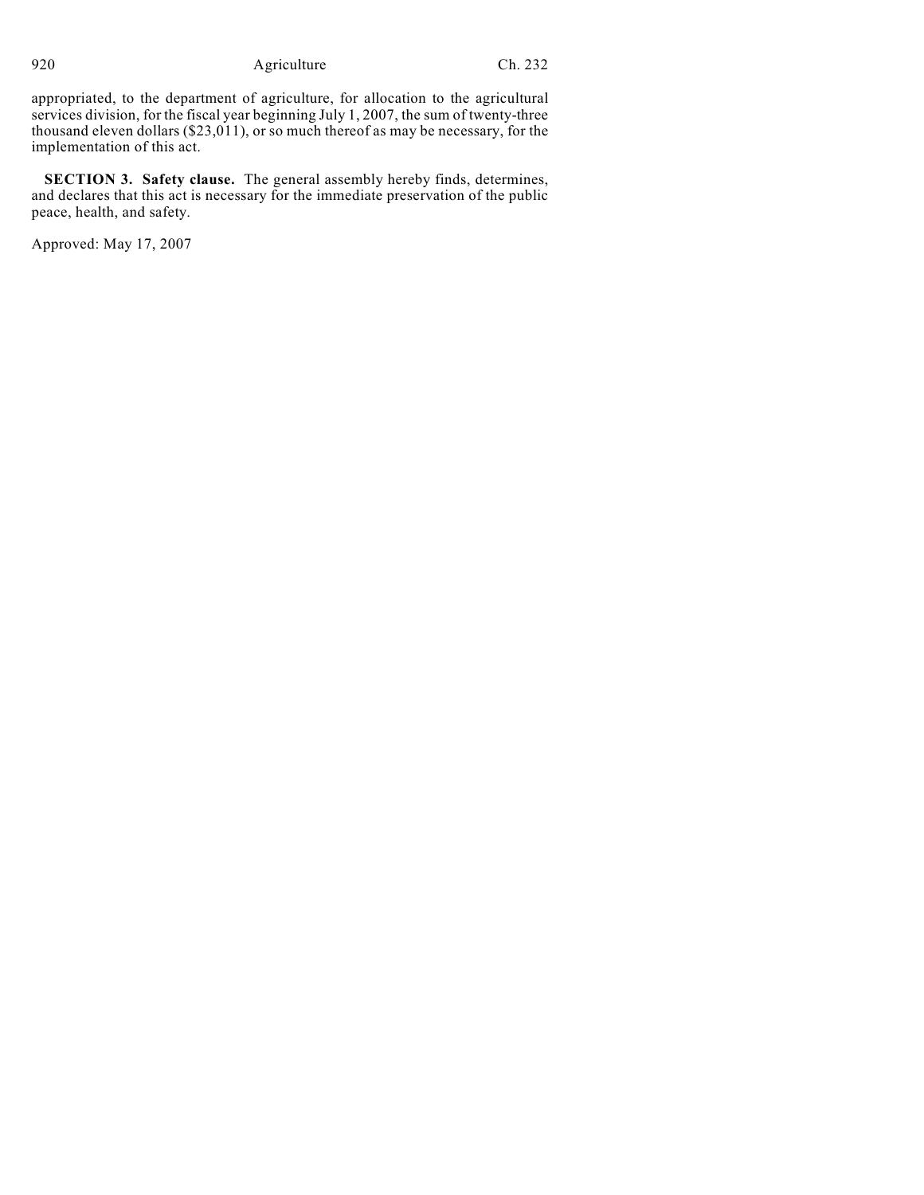appropriated, to the department of agriculture, for allocation to the agricultural services division, for the fiscal year beginning July 1, 2007, the sum of twenty-three thousand eleven dollars ($23,011), or so much thereof as may be necessary, for the implementation of this act.

**SECTION 3. Safety clause.** The general assembly hereby finds, determines, and declares that this act is necessary for the immediate preservation of the public peace, health, and safety.

Approved: May 17, 2007